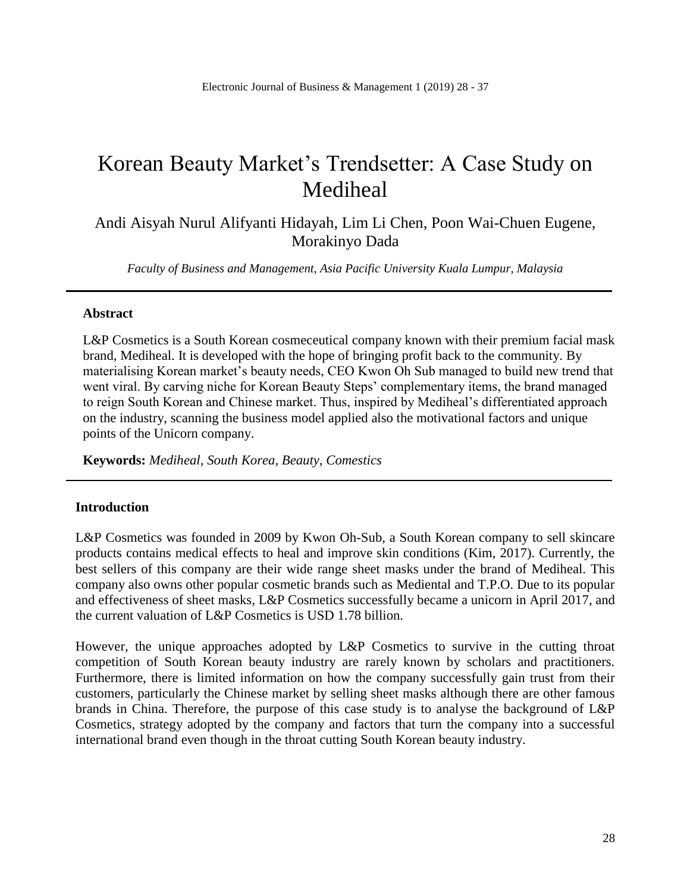# Korean Beauty Market's Trendsetter: A Case Study on Mediheal

Andi Aisyah Nurul Alifyanti Hidayah, Lim Li Chen, Poon Wai-Chuen Eugene, Morakinyo Dada

*Faculty of Business and Management, Asia Pacific University Kuala Lumpur, Malaysia*

---

## Abstract

L&P Cosmetics is a South Korean cosmeceutical company known with their premium facial mask brand, Mediheal. It is developed with the hope of bringing profit back to the community. By materialising Korean market's beauty needs, CEO Kwon Oh Sub managed to build new trend that went viral. By carving niche for Korean Beauty Steps' complementary items, the brand managed to reign South Korean and Chinese market. Thus, inspired by Mediheal's differentiated approach on the industry, scanning the business model applied also the motivational factors and unique points of the Unicorn company.

**Keywords:** *Mediheal, South Korea, Beauty, Comestics*

---

## Introduction

L&P Cosmetics was founded in 2009 by Kwon Oh-Sub, a South Korean company to sell skincare products contains medical effects to heal and improve skin conditions (Kim, 2017). Currently, the best sellers of this company are their wide range sheet masks under the brand of Mediheal. This company also owns other popular cosmetic brands such as Mediental and T.P.O. Due to its popular and effectiveness of sheet masks, L&P Cosmetics successfully became a unicorn in April 2017, and the current valuation of L&P Cosmetics is USD 1.78 billion.

However, the unique approaches adopted by L&P Cosmetics to survive in the cutting throat competition of South Korean beauty industry are rarely known by scholars and practitioners. Furthermore, there is limited information on how the company successfully gain trust from their customers, particularly the Chinese market by selling sheet masks although there are other famous brands in China. Therefore, the purpose of this case study is to analyse the background of L&P Cosmetics, strategy adopted by the company and factors that turn the company into a successful international brand even though in the throat cutting South Korean beauty industry.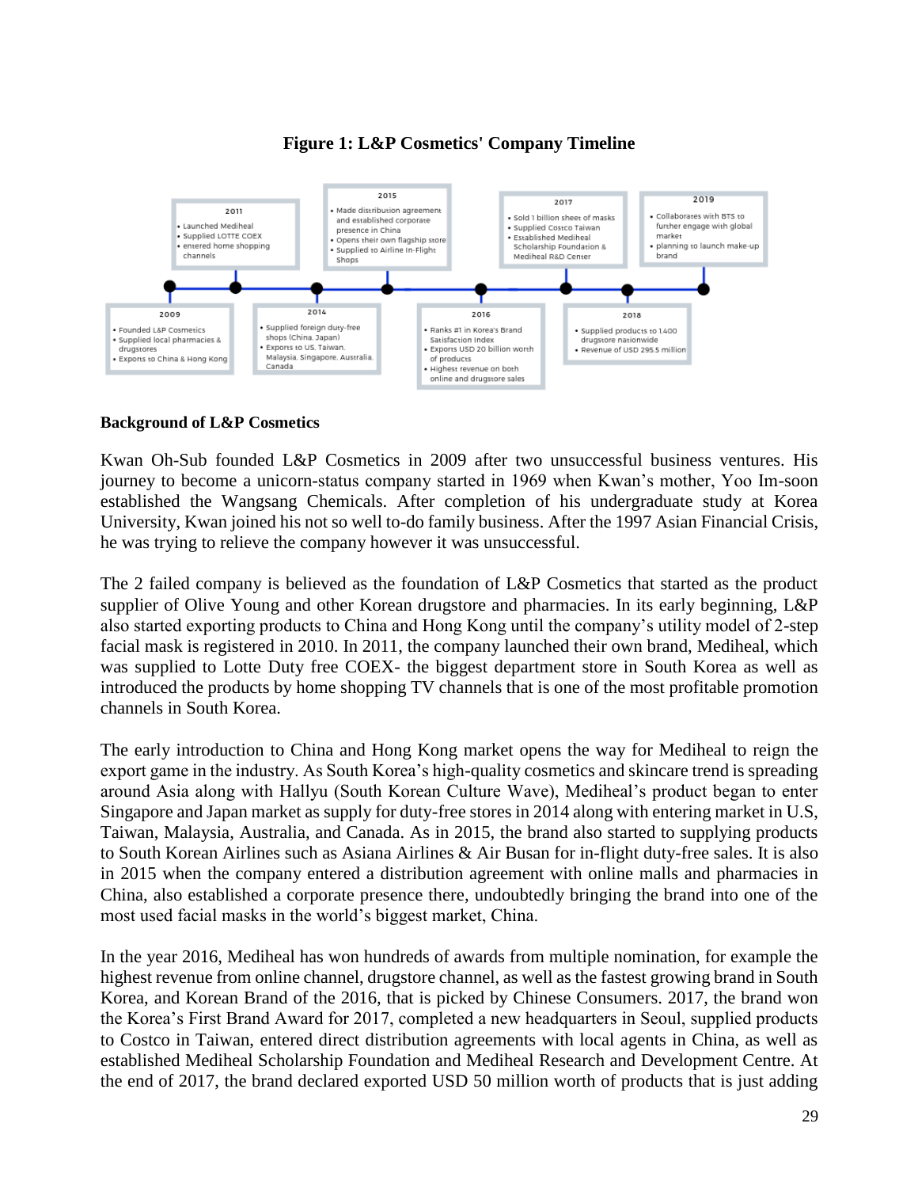**Figure 1: L&P Cosmetics' Company Timeline**

**2009**
- Founded L&P Cosmetics
- Supplied local pharmacies & drugstores
- Exports to China & Hong Kong

**2011**
- Launched Mediheal
- Supplied LOTTE COEX
- entered home shopping channels

**2014**
- Supplied foreign duty-free shops (China, Japan)
- Exports to US, Taiwan, Malaysia, Singapore, Australia, Canada

**2015**
- Made distribution agreement and established corporate presence in China
- Opens their own flagship store
- Supplied to Airline In-Flight Shops

**2016**
- Ranks #1 in Korea's Brand Satisfaction Index
- Exports USD 20 billion worth of products
- Highest revenue on both online and drugstore sales

**2017**
- Sold 1 billion sheet of masks
- Supplied Costco Taiwan
- Established Mediheal Scholarship Foundation & Mediheal R&D Center

**2018**
- Supplied products to 1.400 drugstore nationwide
- Revenue of USD 295.5 million

**2019**
- Collaborates with BTS to further engage with global market
- planning to launch make-up brand

**Background of L&P Cosmetics**

Kwan Oh-Sub founded L&P Cosmetics in 2009 after two unsuccessful business ventures. His journey to become a unicorn-status company started in 1969 when Kwan's mother, Yoo Im-soon established the Wangsang Chemicals. After completion of his undergraduate study at Korea University, Kwan joined his not so well to-do family business. After the 1997 Asian Financial Crisis, he was trying to relieve the company however it was unsuccessful.

The 2 failed company is believed as the foundation of L&P Cosmetics that started as the product supplier of Olive Young and other Korean drugstore and pharmacies. In its early beginning, L&P also started exporting products to China and Hong Kong until the company's utility model of 2-step facial mask is registered in 2010. In 2011, the company launched their own brand, Mediheal, which was supplied to Lotte Duty free COEX- the biggest department store in South Korea as well as introduced the products by home shopping TV channels that is one of the most profitable promotion channels in South Korea.

The early introduction to China and Hong Kong market opens the way for Mediheal to reign the export game in the industry. As South Korea's high-quality cosmetics and skincare trend is spreading around Asia along with Hallyu (South Korean Culture Wave), Mediheal's product began to enter Singapore and Japan market as supply for duty-free stores in 2014 along with entering market in U.S, Taiwan, Malaysia, Australia, and Canada. As in 2015, the brand also started to supplying products to South Korean Airlines such as Asiana Airlines & Air Busan for in-flight duty-free sales. It is also in 2015 when the company entered a distribution agreement with online malls and pharmacies in China, also established a corporate presence there, undoubtedly bringing the brand into one of the most used facial masks in the world's biggest market, China.

In the year 2016, Mediheal has won hundreds of awards from multiple nomination, for example the highest revenue from online channel, drugstore channel, as well as the fastest growing brand in South Korea, and Korean Brand of the 2016, that is picked by Chinese Consumers. 2017, the brand won the Korea's First Brand Award for 2017, completed a new headquarters in Seoul, supplied products to Costco in Taiwan, entered direct distribution agreements with local agents in China, as well as established Mediheal Scholarship Foundation and Mediheal Research and Development Centre. At the end of 2017, the brand declared exported USD 50 million worth of products that is just adding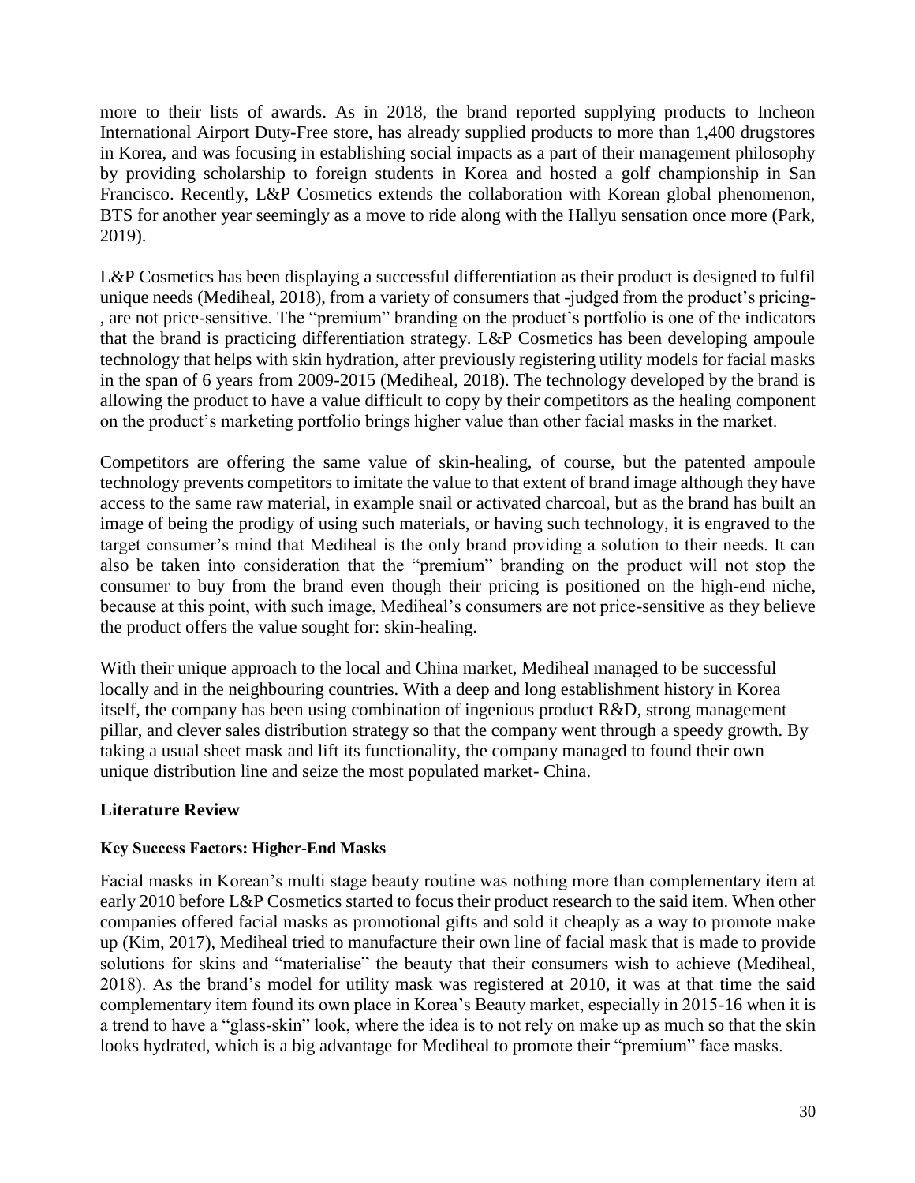more to their lists of awards. As in 2018, the brand reported supplying products to Incheon International Airport Duty-Free store, has already supplied products to more than 1,400 drugstores in Korea, and was focusing in establishing social impacts as a part of their management philosophy by providing scholarship to foreign students in Korea and hosted a golf championship in San Francisco. Recently, L&P Cosmetics extends the collaboration with Korean global phenomenon, BTS for another year seemingly as a move to ride along with the Hallyu sensation once more (Park, 2019).

L&P Cosmetics has been displaying a successful differentiation as their product is designed to fulfil unique needs (Mediheal, 2018), from a variety of consumers that -judged from the product's pricing-, are not price-sensitive. The "premium" branding on the product's portfolio is one of the indicators that the brand is practicing differentiation strategy. L&P Cosmetics has been developing ampoule technology that helps with skin hydration, after previously registering utility models for facial masks in the span of 6 years from 2009-2015 (Mediheal, 2018). The technology developed by the brand is allowing the product to have a value difficult to copy by their competitors as the healing component on the product's marketing portfolio brings higher value than other facial masks in the market.

Competitors are offering the same value of skin-healing, of course, but the patented ampoule technology prevents competitors to imitate the value to that extent of brand image although they have access to the same raw material, in example snail or activated charcoal, but as the brand has built an image of being the prodigy of using such materials, or having such technology, it is engraved to the target consumer's mind that Mediheal is the only brand providing a solution to their needs. It can also be taken into consideration that the "premium" branding on the product will not stop the consumer to buy from the brand even though their pricing is positioned on the high-end niche, because at this point, with such image, Mediheal's consumers are not price-sensitive as they believe the product offers the value sought for: skin-healing.

With their unique approach to the local and China market, Mediheal managed to be successful locally and in the neighbouring countries. With a deep and long establishment history in Korea itself, the company has been using combination of ingenious product R&D, strong management pillar, and clever sales distribution strategy so that the company went through a speedy growth. By taking a usual sheet mask and lift its functionality, the company managed to found their own unique distribution line and seize the most populated market- China.

## Literature Review

### Key Success Factors: Higher-End Masks

Facial masks in Korean's multi stage beauty routine was nothing more than complementary item at early 2010 before L&P Cosmetics started to focus their product research to the said item. When other companies offered facial masks as promotional gifts and sold it cheaply as a way to promote make up (Kim, 2017), Mediheal tried to manufacture their own line of facial mask that is made to provide solutions for skins and "materialise" the beauty that their consumers wish to achieve (Mediheal, 2018). As the brand's model for utility mask was registered at 2010, it was at that time the said complementary item found its own place in Korea's Beauty market, especially in 2015-16 when it is a trend to have a "glass-skin" look, where the idea is to not rely on make up as much so that the skin looks hydrated, which is a big advantage for Mediheal to promote their "premium" face masks.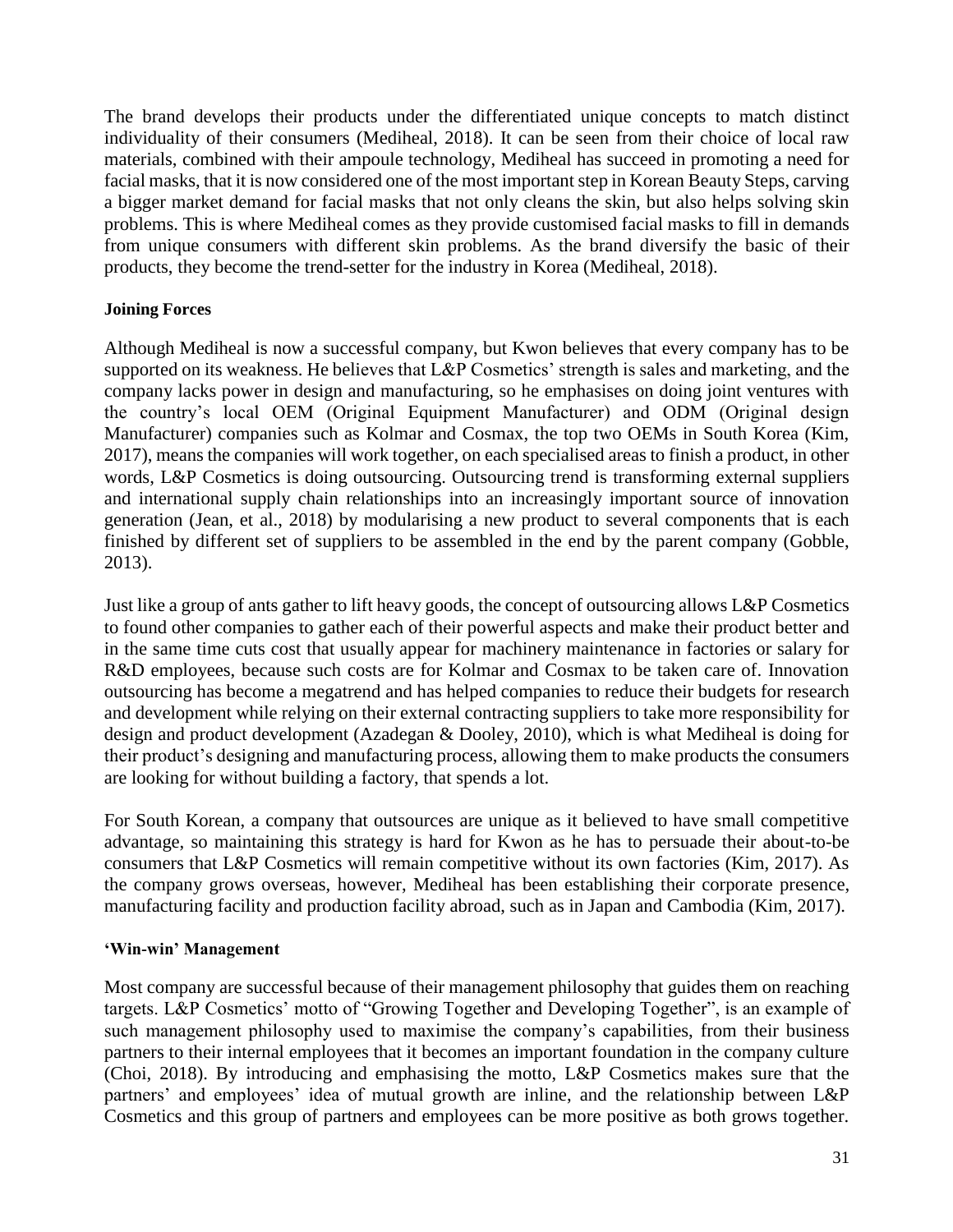The brand develops their products under the differentiated unique concepts to match distinct individuality of their consumers (Mediheal, 2018). It can be seen from their choice of local raw materials, combined with their ampoule technology, Mediheal has succeed in promoting a need for facial masks, that it is now considered one of the most important step in Korean Beauty Steps, carving a bigger market demand for facial masks that not only cleans the skin, but also helps solving skin problems. This is where Mediheal comes as they provide customised facial masks to fill in demands from unique consumers with different skin problems. As the brand diversify the basic of their products, they become the trend-setter for the industry in Korea (Mediheal, 2018).

**Joining Forces**

Although Mediheal is now a successful company, but Kwon believes that every company has to be supported on its weakness. He believes that L&P Cosmetics' strength is sales and marketing, and the company lacks power in design and manufacturing, so he emphasises on doing joint ventures with the country's local OEM (Original Equipment Manufacturer) and ODM (Original design Manufacturer) companies such as Kolmar and Cosmax, the top two OEMs in South Korea (Kim, 2017), means the companies will work together, on each specialised areas to finish a product, in other words, L&P Cosmetics is doing outsourcing. Outsourcing trend is transforming external suppliers and international supply chain relationships into an increasingly important source of innovation generation (Jean, et al., 2018) by modularising a new product to several components that is each finished by different set of suppliers to be assembled in the end by the parent company (Gobble, 2013).

Just like a group of ants gather to lift heavy goods, the concept of outsourcing allows L&P Cosmetics to found other companies to gather each of their powerful aspects and make their product better and in the same time cuts cost that usually appear for machinery maintenance in factories or salary for R&D employees, because such costs are for Kolmar and Cosmax to be taken care of. Innovation outsourcing has become a megatrend and has helped companies to reduce their budgets for research and development while relying on their external contracting suppliers to take more responsibility for design and product development (Azadegan & Dooley, 2010), which is what Mediheal is doing for their product's designing and manufacturing process, allowing them to make products the consumers are looking for without building a factory, that spends a lot.

For South Korean, a company that outsources are unique as it believed to have small competitive advantage, so maintaining this strategy is hard for Kwon as he has to persuade their about-to-be consumers that L&P Cosmetics will remain competitive without its own factories (Kim, 2017). As the company grows overseas, however, Mediheal has been establishing their corporate presence, manufacturing facility and production facility abroad, such as in Japan and Cambodia (Kim, 2017).

**'Win-win' Management**

Most company are successful because of their management philosophy that guides them on reaching targets. L&P Cosmetics' motto of "Growing Together and Developing Together", is an example of such management philosophy used to maximise the company's capabilities, from their business partners to their internal employees that it becomes an important foundation in the company culture (Choi, 2018). By introducing and emphasising the motto, L&P Cosmetics makes sure that the partners' and employees' idea of mutual growth are inline, and the relationship between L&P Cosmetics and this group of partners and employees can be more positive as both grows together.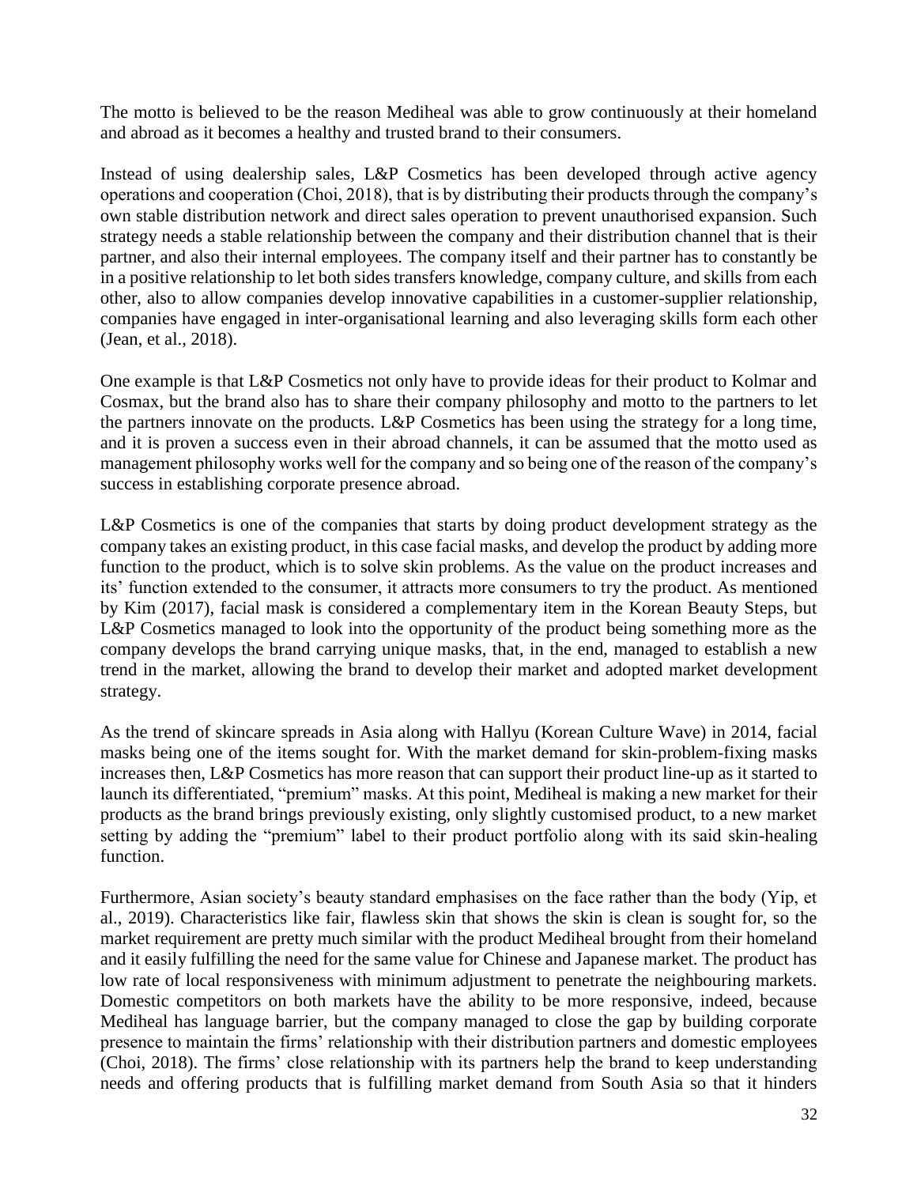The motto is believed to be the reason Mediheal was able to grow continuously at their homeland and abroad as it becomes a healthy and trusted brand to their consumers.

Instead of using dealership sales, L&P Cosmetics has been developed through active agency operations and cooperation (Choi, 2018), that is by distributing their products through the company's own stable distribution network and direct sales operation to prevent unauthorised expansion. Such strategy needs a stable relationship between the company and their distribution channel that is their partner, and also their internal employees. The company itself and their partner has to constantly be in a positive relationship to let both sides transfers knowledge, company culture, and skills from each other, also to allow companies develop innovative capabilities in a customer-supplier relationship, companies have engaged in inter-organisational learning and also leveraging skills form each other (Jean, et al., 2018).

One example is that L&P Cosmetics not only have to provide ideas for their product to Kolmar and Cosmax, but the brand also has to share their company philosophy and motto to the partners to let the partners innovate on the products. L&P Cosmetics has been using the strategy for a long time, and it is proven a success even in their abroad channels, it can be assumed that the motto used as management philosophy works well for the company and so being one of the reason of the company's success in establishing corporate presence abroad.

L&P Cosmetics is one of the companies that starts by doing product development strategy as the company takes an existing product, in this case facial masks, and develop the product by adding more function to the product, which is to solve skin problems. As the value on the product increases and its' function extended to the consumer, it attracts more consumers to try the product. As mentioned by Kim (2017), facial mask is considered a complementary item in the Korean Beauty Steps, but L&P Cosmetics managed to look into the opportunity of the product being something more as the company develops the brand carrying unique masks, that, in the end, managed to establish a new trend in the market, allowing the brand to develop their market and adopted market development strategy.

As the trend of skincare spreads in Asia along with Hallyu (Korean Culture Wave) in 2014, facial masks being one of the items sought for. With the market demand for skin-problem-fixing masks increases then, L&P Cosmetics has more reason that can support their product line-up as it started to launch its differentiated, "premium" masks. At this point, Mediheal is making a new market for their products as the brand brings previously existing, only slightly customised product, to a new market setting by adding the "premium" label to their product portfolio along with its said skin-healing function.

Furthermore, Asian society's beauty standard emphasises on the face rather than the body (Yip, et al., 2019). Characteristics like fair, flawless skin that shows the skin is clean is sought for, so the market requirement are pretty much similar with the product Mediheal brought from their homeland and it easily fulfilling the need for the same value for Chinese and Japanese market. The product has low rate of local responsiveness with minimum adjustment to penetrate the neighbouring markets. Domestic competitors on both markets have the ability to be more responsive, indeed, because Mediheal has language barrier, but the company managed to close the gap by building corporate presence to maintain the firms' relationship with their distribution partners and domestic employees (Choi, 2018). The firms' close relationship with its partners help the brand to keep understanding needs and offering products that is fulfilling market demand from South Asia so that it hinders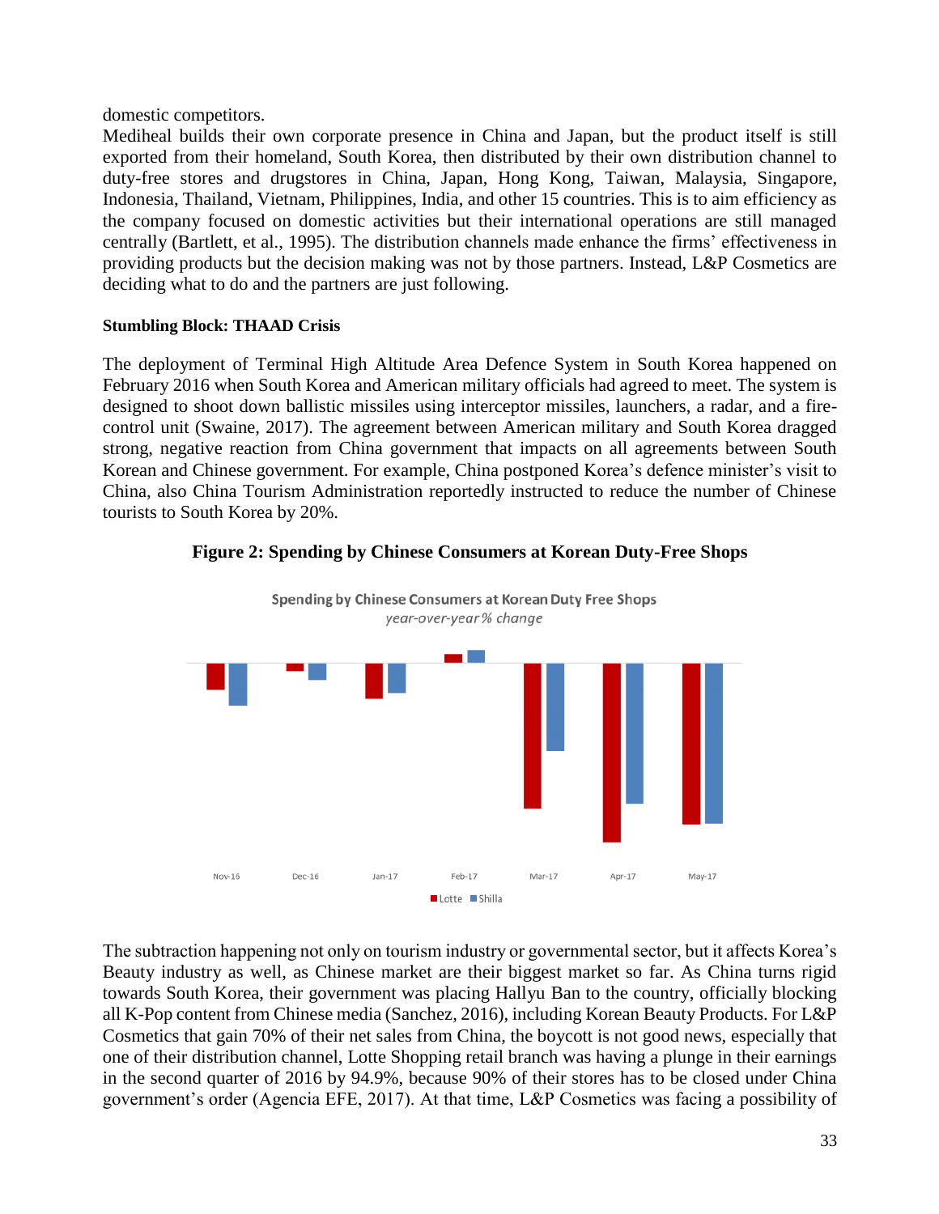domestic competitors.

Mediheal builds their own corporate presence in China and Japan, but the product itself is still exported from their homeland, South Korea, then distributed by their own distribution channel to duty-free stores and drugstores in China, Japan, Hong Kong, Taiwan, Malaysia, Singapore, Indonesia, Thailand, Vietnam, Philippines, India, and other 15 countries. This is to aim efficiency as the company focused on domestic activities but their international operations are still managed centrally (Bartlett, et al., 1995). The distribution channels made enhance the firms' effectiveness in providing products but the decision making was not by those partners. Instead, L&P Cosmetics are deciding what to do and the partners are just following.

**Stumbling Block: THAAD Crisis**

The deployment of Terminal High Altitude Area Defence System in South Korea happened on February 2016 when South Korea and American military officials had agreed to meet. The system is designed to shoot down ballistic missiles using interceptor missiles, launchers, a radar, and a fire-control unit (Swaine, 2017). The agreement between American military and South Korea dragged strong, negative reaction from China government that impacts on all agreements between South Korean and Chinese government. For example, China postponed Korea's defence minister's visit to China, also China Tourism Administration reportedly instructed to reduce the number of Chinese tourists to South Korea by 20%.

**Figure 2: Spending by Chinese Consumers at Korean Duty-Free Shops**

Spending by Chinese Consumers at Korean Duty Free Shops
*year-over-year % change*

Nov-16 Dec-16 Jan-17 Feb-17 Mar-17 Apr-17 May-17

Lotte Shilla

The subtraction happening not only on tourism industry or governmental sector, but it affects Korea's Beauty industry as well, as Chinese market are their biggest market so far. As China turns rigid towards South Korea, their government was placing Hallyu Ban to the country, officially blocking all K-Pop content from Chinese media (Sanchez, 2016), including Korean Beauty Products. For L&P Cosmetics that gain 70% of their net sales from China, the boycott is not good news, especially that one of their distribution channel, Lotte Shopping retail branch was having a plunge in their earnings in the second quarter of 2016 by 94.9%, because 90% of their stores has to be closed under China government's order (Agencia EFE, 2017). At that time, L&P Cosmetics was facing a possibility of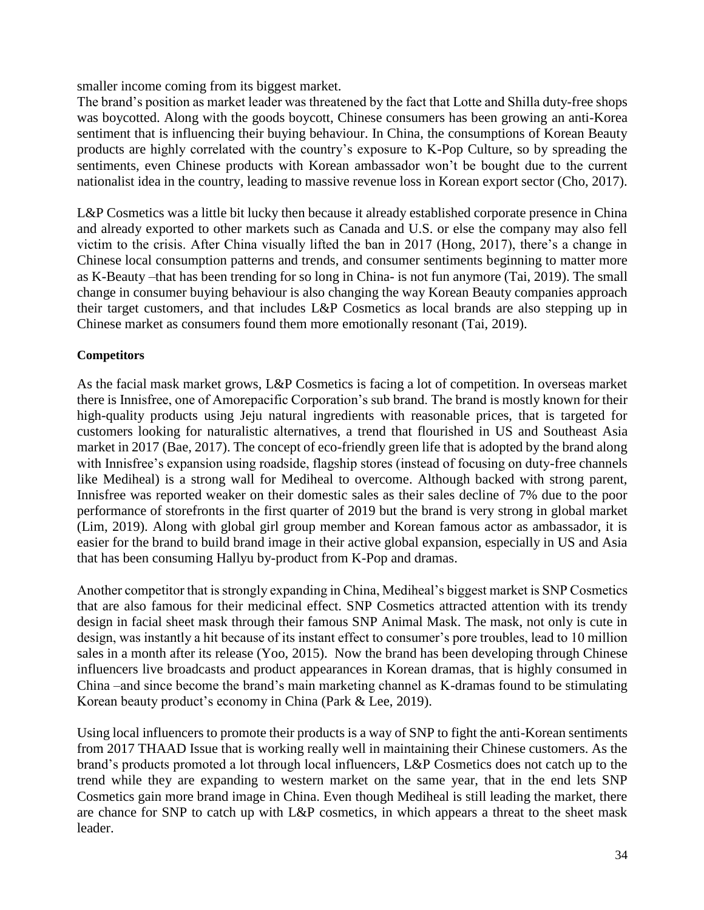smaller income coming from its biggest market.

The brand's position as market leader was threatened by the fact that Lotte and Shilla duty-free shops was boycotted. Along with the goods boycott, Chinese consumers has been growing an anti-Korea sentiment that is influencing their buying behaviour. In China, the consumptions of Korean Beauty products are highly correlated with the country's exposure to K-Pop Culture, so by spreading the sentiments, even Chinese products with Korean ambassador won't be bought due to the current nationalist idea in the country, leading to massive revenue loss in Korean export sector (Cho, 2017).

L&P Cosmetics was a little bit lucky then because it already established corporate presence in China and already exported to other markets such as Canada and U.S. or else the company may also fell victim to the crisis. After China visually lifted the ban in 2017 (Hong, 2017), there's a change in Chinese local consumption patterns and trends, and consumer sentiments beginning to matter more as K-Beauty –that has been trending for so long in China- is not fun anymore (Tai, 2019). The small change in consumer buying behaviour is also changing the way Korean Beauty companies approach their target customers, and that includes L&P Cosmetics as local brands are also stepping up in Chinese market as consumers found them more emotionally resonant (Tai, 2019).

**Competitors**

As the facial mask market grows, L&P Cosmetics is facing a lot of competition. In overseas market there is Innisfree, one of Amorepacific Corporation's sub brand. The brand is mostly known for their high-quality products using Jeju natural ingredients with reasonable prices, that is targeted for customers looking for naturalistic alternatives, a trend that flourished in US and Southeast Asia market in 2017 (Bae, 2017). The concept of eco-friendly green life that is adopted by the brand along with Innisfree's expansion using roadside, flagship stores (instead of focusing on duty-free channels like Mediheal) is a strong wall for Mediheal to overcome. Although backed with strong parent, Innisfree was reported weaker on their domestic sales as their sales decline of 7% due to the poor performance of storefronts in the first quarter of 2019 but the brand is very strong in global market (Lim, 2019). Along with global girl group member and Korean famous actor as ambassador, it is easier for the brand to build brand image in their active global expansion, especially in US and Asia that has been consuming Hallyu by-product from K-Pop and dramas.

Another competitor that is strongly expanding in China, Mediheal's biggest market is SNP Cosmetics that are also famous for their medicinal effect. SNP Cosmetics attracted attention with its trendy design in facial sheet mask through their famous SNP Animal Mask. The mask, not only is cute in design, was instantly a hit because of its instant effect to consumer's pore troubles, lead to 10 million sales in a month after its release (Yoo, 2015). Now the brand has been developing through Chinese influencers live broadcasts and product appearances in Korean dramas, that is highly consumed in China –and since become the brand's main marketing channel as K-dramas found to be stimulating Korean beauty product's economy in China (Park & Lee, 2019).

Using local influencers to promote their products is a way of SNP to fight the anti-Korean sentiments from 2017 THAAD Issue that is working really well in maintaining their Chinese customers. As the brand's products promoted a lot through local influencers, L&P Cosmetics does not catch up to the trend while they are expanding to western market on the same year, that in the end lets SNP Cosmetics gain more brand image in China. Even though Mediheal is still leading the market, there are chance for SNP to catch up with L&P cosmetics, in which appears a threat to the sheet mask leader.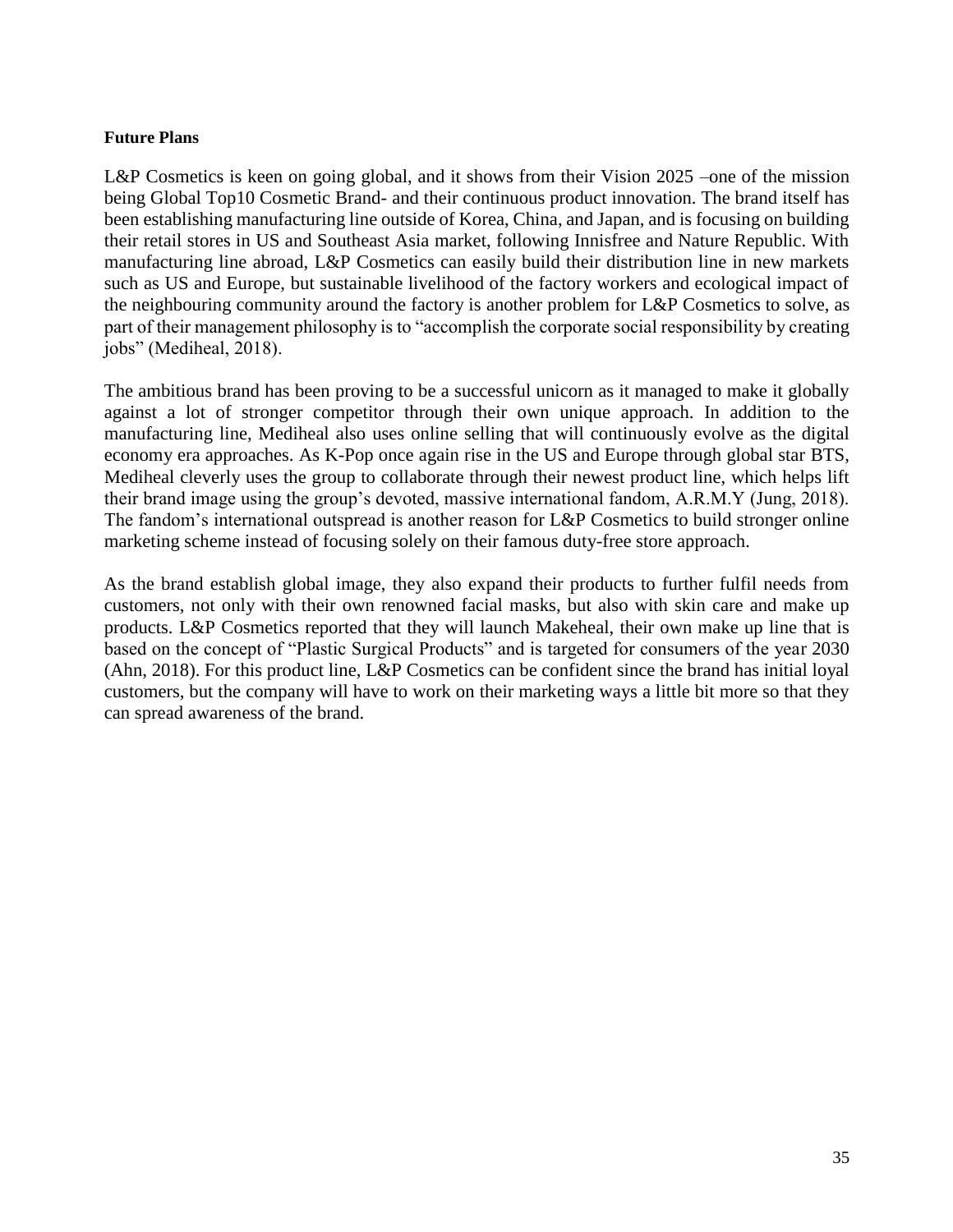**Future Plans**

L&P Cosmetics is keen on going global, and it shows from their Vision 2025 –one of the mission being Global Top10 Cosmetic Brand- and their continuous product innovation. The brand itself has been establishing manufacturing line outside of Korea, China, and Japan, and is focusing on building their retail stores in US and Southeast Asia market, following Innisfree and Nature Republic. With manufacturing line abroad, L&P Cosmetics can easily build their distribution line in new markets such as US and Europe, but sustainable livelihood of the factory workers and ecological impact of the neighbouring community around the factory is another problem for L&P Cosmetics to solve, as part of their management philosophy is to "accomplish the corporate social responsibility by creating jobs" (Mediheal, 2018).

The ambitious brand has been proving to be a successful unicorn as it managed to make it globally against a lot of stronger competitor through their own unique approach. In addition to the manufacturing line, Mediheal also uses online selling that will continuously evolve as the digital economy era approaches. As K-Pop once again rise in the US and Europe through global star BTS, Mediheal cleverly uses the group to collaborate through their newest product line, which helps lift their brand image using the group's devoted, massive international fandom, A.R.M.Y (Jung, 2018). The fandom's international outspread is another reason for L&P Cosmetics to build stronger online marketing scheme instead of focusing solely on their famous duty-free store approach.

As the brand establish global image, they also expand their products to further fulfil needs from customers, not only with their own renowned facial masks, but also with skin care and make up products. L&P Cosmetics reported that they will launch Makeheal, their own make up line that is based on the concept of "Plastic Surgical Products" and is targeted for consumers of the year 2030 (Ahn, 2018). For this product line, L&P Cosmetics can be confident since the brand has initial loyal customers, but the company will have to work on their marketing ways a little bit more so that they can spread awareness of the brand.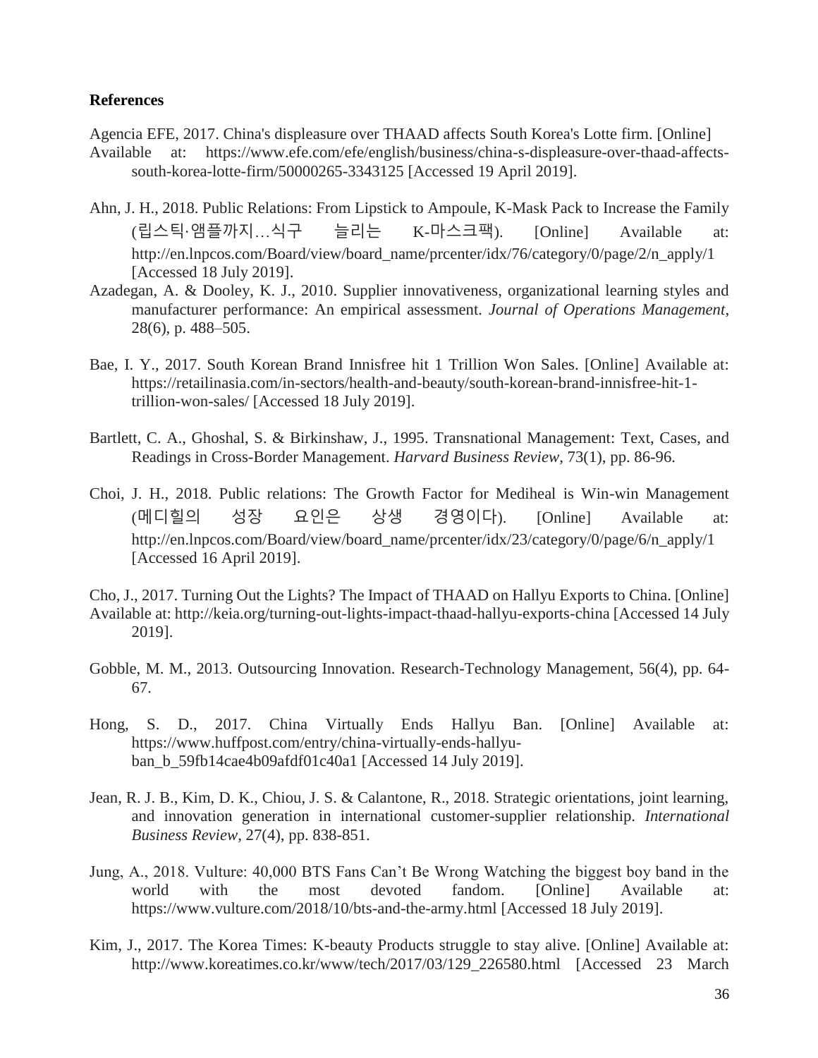**References**

Agencia EFE, 2017. China's displeasure over THAAD affects South Korea's Lotte firm. [Online] Available at: https://www.efe.com/efe/english/business/china-s-displeasure-over-thaad-affects-south-korea-lotte-firm/50000265-3343125 [Accessed 19 April 2019].

Ahn, J. H., 2018. Public Relations: From Lipstick to Ampoule, K-Mask Pack to Increase the Family (립스틱·앰플까지…식구 늘리는 K-마스크팩). [Online] Available at: http://en.lnpcos.com/Board/view/board_name/prcenter/idx/76/category/0/page/2/n_apply/1 [Accessed 18 July 2019].

Azadegan, A. & Dooley, K. J., 2010. Supplier innovativeness, organizational learning styles and manufacturer performance: An empirical assessment. *Journal of Operations Management*, 28(6), p. 488–505.

Bae, I. Y., 2017. South Korean Brand Innisfree hit 1 Trillion Won Sales. [Online] Available at: https://retailinasia.com/in-sectors/health-and-beauty/south-korean-brand-innisfree-hit-1-trillion-won-sales/ [Accessed 18 July 2019].

Bartlett, C. A., Ghoshal, S. & Birkinshaw, J., 1995. Transnational Management: Text, Cases, and Readings in Cross-Border Management. *Harvard Business Review*, 73(1), pp. 86-96.

Choi, J. H., 2018. Public relations: The Growth Factor for Mediheal is Win-win Management (메디힐의 성장 요인은 상생 경영이다). [Online] Available at: http://en.lnpcos.com/Board/view/board_name/prcenter/idx/23/category/0/page/6/n_apply/1 [Accessed 16 April 2019].

Cho, J., 2017. Turning Out the Lights? The Impact of THAAD on Hallyu Exports to China. [Online] Available at: http://keia.org/turning-out-lights-impact-thaad-hallyu-exports-china [Accessed 14 July 2019].

Gobble, M. M., 2013. Outsourcing Innovation. Research-Technology Management, 56(4), pp. 64-67.

Hong, S. D., 2017. China Virtually Ends Hallyu Ban. [Online] Available at: https://www.huffpost.com/entry/china-virtually-ends-hallyu-ban_b_59fb14cae4b09afdf01c40a1 [Accessed 14 July 2019].

Jean, R. J. B., Kim, D. K., Chiou, J. S. & Calantone, R., 2018. Strategic orientations, joint learning, and innovation generation in international customer-supplier relationship. *International Business Review*, 27(4), pp. 838-851.

Jung, A., 2018. Vulture: 40,000 BTS Fans Can't Be Wrong Watching the biggest boy band in the world with the most devoted fandom. [Online] Available at: https://www.vulture.com/2018/10/bts-and-the-army.html [Accessed 18 July 2019].

Kim, J., 2017. The Korea Times: K-beauty Products struggle to stay alive. [Online] Available at: http://www.koreatimes.co.kr/www/tech/2017/03/129_226580.html [Accessed 23 March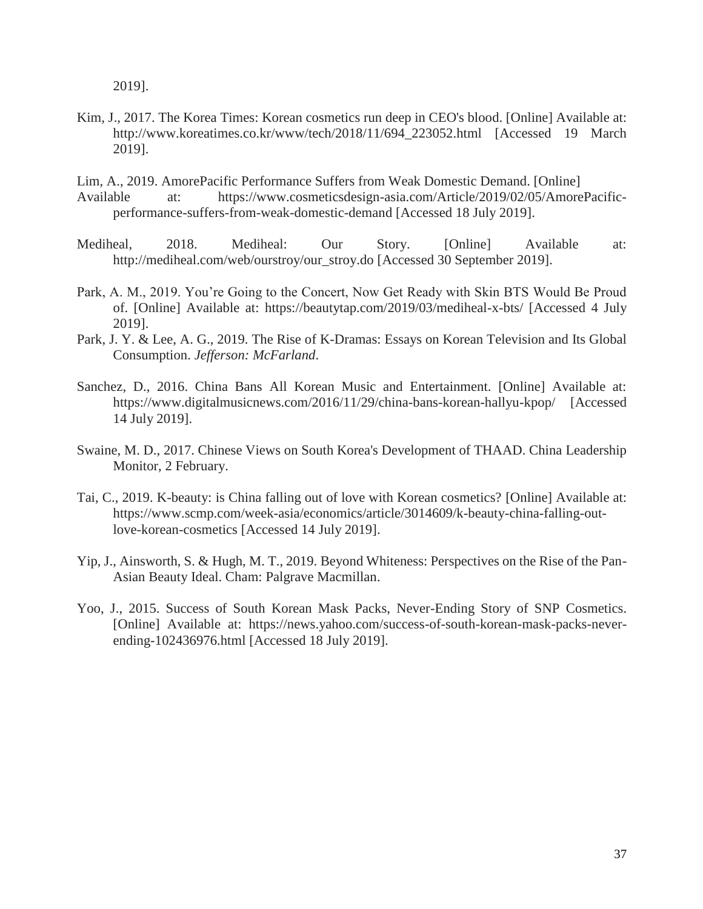2019].

Kim, J., 2017. The Korea Times: Korean cosmetics run deep in CEO's blood. [Online] Available at: http://www.koreatimes.co.kr/www/tech/2018/11/694_223052.html [Accessed 19 March 2019].

Lim, A., 2019. AmorePacific Performance Suffers from Weak Domestic Demand. [Online] Available at: https://www.cosmeticsdesign-asia.com/Article/2019/02/05/AmorePacific-performance-suffers-from-weak-domestic-demand [Accessed 18 July 2019].

Mediheal, 2018. Mediheal: Our Story. [Online] Available at: http://mediheal.com/web/ourstroy/our_stroy.do [Accessed 30 September 2019].

Park, A. M., 2019. You're Going to the Concert, Now Get Ready with Skin BTS Would Be Proud of. [Online] Available at: https://beautytap.com/2019/03/mediheal-x-bts/ [Accessed 4 July 2019].

Park, J. Y. & Lee, A. G., 2019. The Rise of K-Dramas: Essays on Korean Television and Its Global Consumption. *Jefferson: McFarland*.

Sanchez, D., 2016. China Bans All Korean Music and Entertainment. [Online] Available at: https://www.digitalmusicnews.com/2016/11/29/china-bans-korean-hallyu-kpop/ [Accessed 14 July 2019].

Swaine, M. D., 2017. Chinese Views on South Korea's Development of THAAD. China Leadership Monitor, 2 February.

Tai, C., 2019. K-beauty: is China falling out of love with Korean cosmetics? [Online] Available at: https://www.scmp.com/week-asia/economics/article/3014609/k-beauty-china-falling-out-love-korean-cosmetics [Accessed 14 July 2019].

Yip, J., Ainsworth, S. & Hugh, M. T., 2019. Beyond Whiteness: Perspectives on the Rise of the Pan-Asian Beauty Ideal. Cham: Palgrave Macmillan.

Yoo, J., 2015. Success of South Korean Mask Packs, Never-Ending Story of SNP Cosmetics. [Online] Available at: https://news.yahoo.com/success-of-south-korean-mask-packs-never-ending-102436976.html [Accessed 18 July 2019].